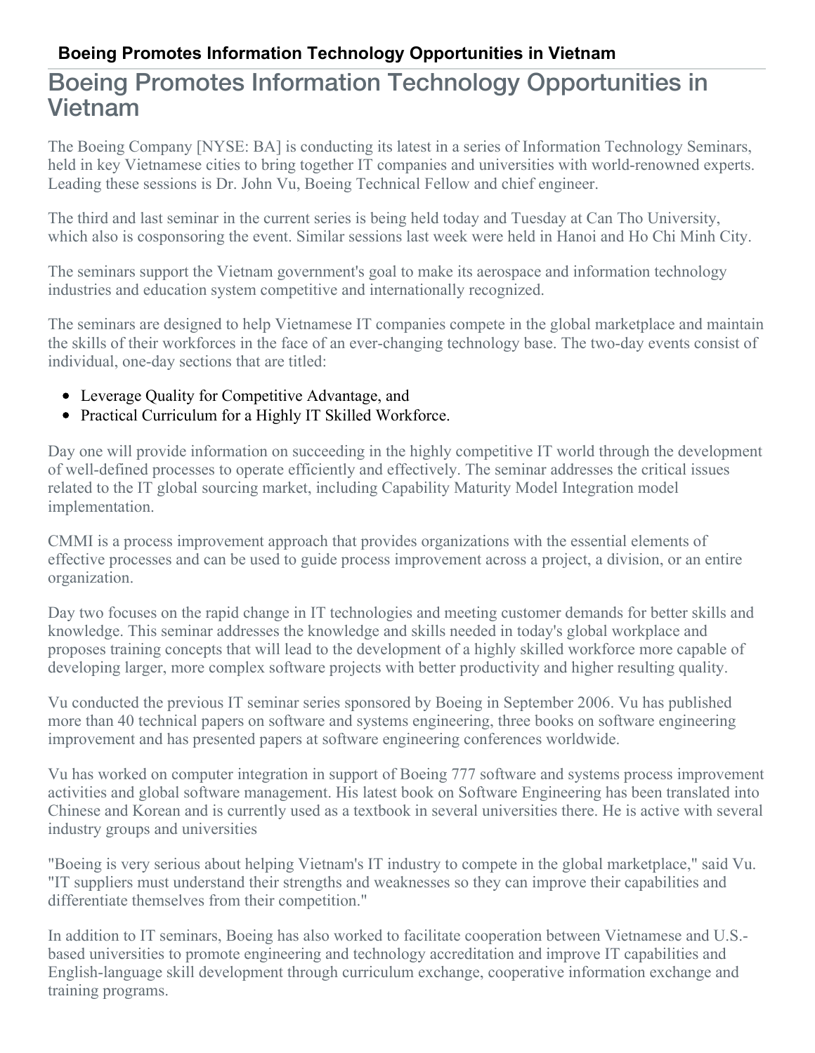# Boeing Promotes Information Technology Opportunities in Vietnam

The Boeing Company [NYSE: BA] is conducting its latest in a series of Information Technology Seminars, held in key Vietnamese cities to bring together IT companies and universities with world-renowned experts. Leading these sessions is Dr. John Vu, Boeing Technical Fellow and chief engineer.

The third and last seminar in the current series is being held today and Tuesday at Can Tho University, which also is cosponsoring the event. Similar sessions last week were held in Hanoi and Ho Chi Minh City.

The seminars support the Vietnam government's goal to make its aerospace and information technology industries and education system competitive and internationally recognized.

The seminars are designed to help Vietnamese IT companies compete in the global marketplace and maintain the skills of their workforces in the face of an ever-changing technology base. The two-day events consist of individual, one-day sections that are titled:

- Leverage Quality for Competitive Advantage, and
- Practical Curriculum for a Highly IT Skilled Workforce.

Day one will provide information on succeeding in the highly competitive IT world through the development of well-defined processes to operate efficiently and effectively. The seminar addresses the critical issues related to the IT global sourcing market, including Capability Maturity Model Integration model implementation.

CMMI is a process improvement approach that provides organizations with the essential elements of effective processes and can be used to guide process improvement across a project, a division, or an entire organization.

Day two focuses on the rapid change in IT technologies and meeting customer demands for better skills and knowledge. This seminar addresses the knowledge and skills needed in today's global workplace and proposes training concepts that will lead to the development of a highly skilled workforce more capable of developing larger, more complex software projects with better productivity and higher resulting quality.

Vu conducted the previous IT seminar series sponsored by Boeing in September 2006. Vu has published more than 40 technical papers on software and systems engineering, three books on software engineering improvement and has presented papers at software engineering conferences worldwide.

Vu has worked on computer integration in support of Boeing 777 software and systems process improvement activities and global software management. His latest book on Software Engineering has been translated into Chinese and Korean and is currently used as a textbook in several universities there. He is active with several industry groups and universities

"Boeing is very serious about helping Vietnam's IT industry to compete in the global marketplace," said Vu. "IT suppliers must understand their strengths and weaknesses so they can improve their capabilities and differentiate themselves from their competition."

In addition to IT seminars, Boeing has also worked to facilitate cooperation between Vietnamese and U.S.-based universities to promote engineering and technology accreditation and improve IT capabilities and English-language skill development through curriculum exchange, cooperative information exchange and training programs.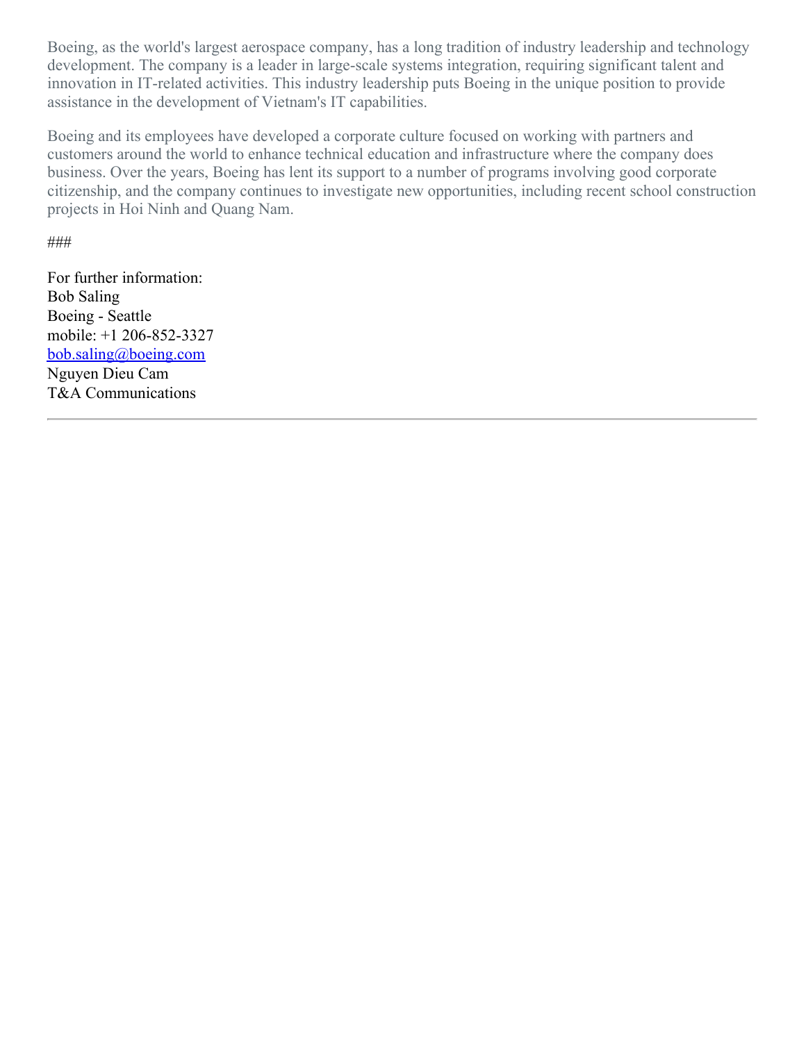Boeing, as the world's largest aerospace company, has a long tradition of industry leadership and technology development. The company is a leader in large-scale systems integration, requiring significant talent and innovation in IT-related activities. This industry leadership puts Boeing in the unique position to provide assistance in the development of Vietnam's IT capabilities.

Boeing and its employees have developed a corporate culture focused on working with partners and customers around the world to enhance technical education and infrastructure where the company does business. Over the years, Boeing has lent its support to a number of programs involving good corporate citizenship, and the company continues to investigate new opportunities, including recent school construction projects in Hoi Ninh and Quang Nam.

###

For further information:
Bob Saling
Boeing - Seattle
mobile: +1 206-852-3327
bob.saling@boeing.com
Nguyen Dieu Cam
T&A Communications

---